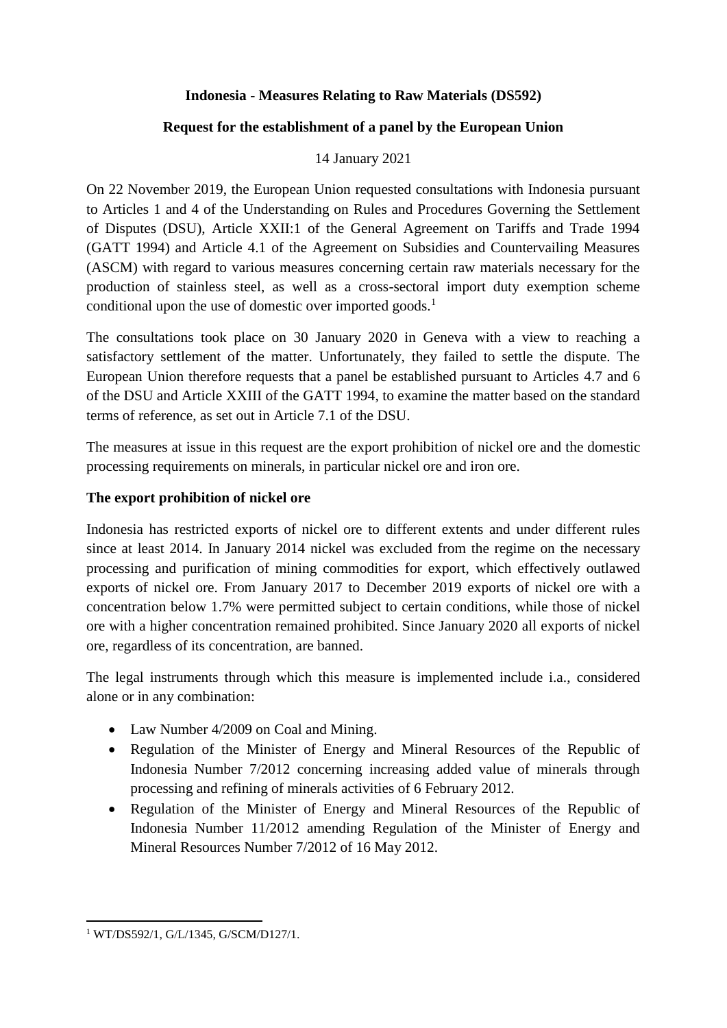**Indonesia - Measures Relating to Raw Materials (DS592)**

**Request for the establishment of a panel by the European Union**

14 January 2021

On 22 November 2019, the European Union requested consultations with Indonesia pursuant to Articles 1 and 4 of the Understanding on Rules and Procedures Governing the Settlement of Disputes (DSU), Article XXII:1 of the General Agreement on Tariffs and Trade 1994 (GATT 1994) and Article 4.1 of the Agreement on Subsidies and Countervailing Measures (ASCM) with regard to various measures concerning certain raw materials necessary for the production of stainless steel, as well as a cross-sectoral import duty exemption scheme conditional upon the use of domestic over imported goods.[1]

The consultations took place on 30 January 2020 in Geneva with a view to reaching a satisfactory settlement of the matter. Unfortunately, they failed to settle the dispute. The European Union therefore requests that a panel be established pursuant to Articles 4.7 and 6 of the DSU and Article XXIII of the GATT 1994, to examine the matter based on the standard terms of reference, as set out in Article 7.1 of the DSU.

The measures at issue in this request are the export prohibition of nickel ore and the domestic processing requirements on minerals, in particular nickel ore and iron ore.

**The export prohibition of nickel ore**

Indonesia has restricted exports of nickel ore to different extents and under different rules since at least 2014. In January 2014 nickel was excluded from the regime on the necessary processing and purification of mining commodities for export, which effectively outlawed exports of nickel ore. From January 2017 to December 2019 exports of nickel ore with a concentration below 1.7% were permitted subject to certain conditions, while those of nickel ore with a higher concentration remained prohibited. Since January 2020 all exports of nickel ore, regardless of its concentration, are banned.

The legal instruments through which this measure is implemented include i.a., considered alone or in any combination:

- Law Number 4/2009 on Coal and Mining.
- Regulation of the Minister of Energy and Mineral Resources of the Republic of Indonesia Number 7/2012 concerning increasing added value of minerals through processing and refining of minerals activities of 6 February 2012.
- Regulation of the Minister of Energy and Mineral Resources of the Republic of Indonesia Number 11/2012 amending Regulation of the Minister of Energy and Mineral Resources Number 7/2012 of 16 May 2012.

[1] WT/DS592/1, G/L/1345, G/SCM/D127/1.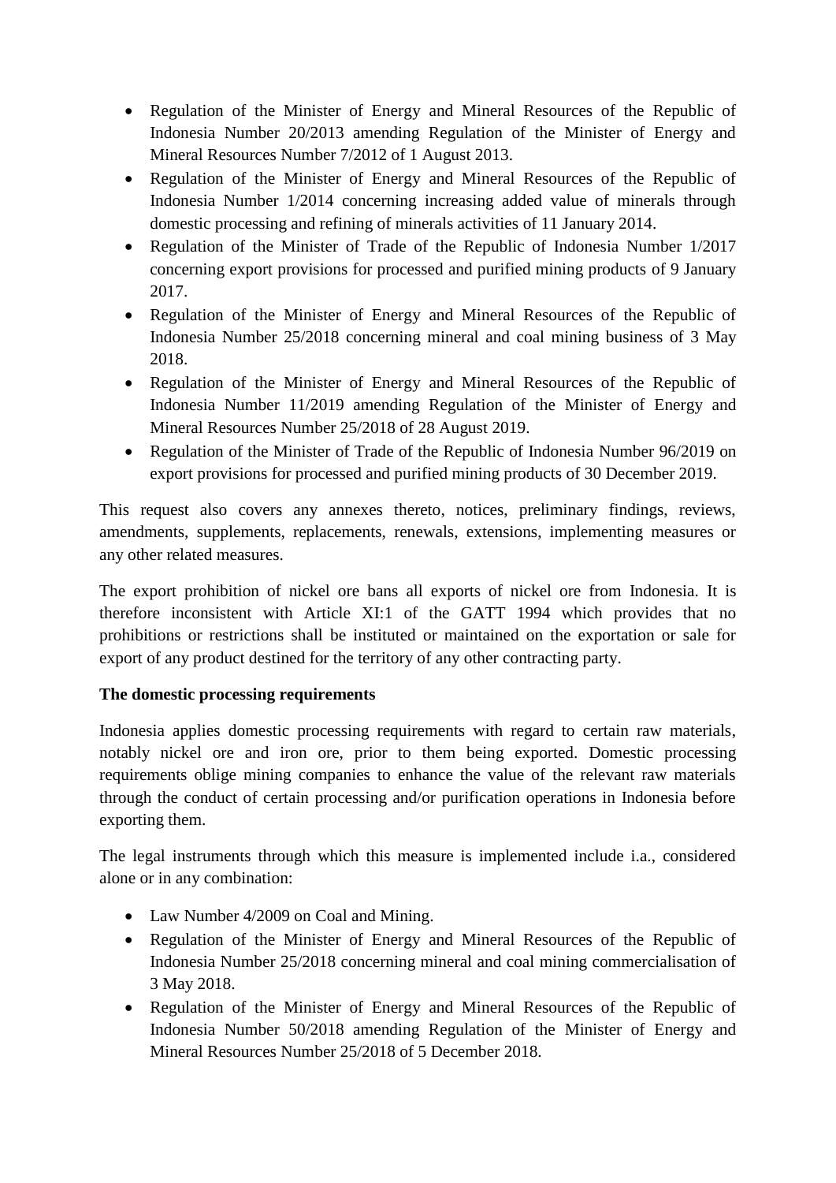- Regulation of the Minister of Energy and Mineral Resources of the Republic of Indonesia Number 20/2013 amending Regulation of the Minister of Energy and Mineral Resources Number 7/2012 of 1 August 2013.
- Regulation of the Minister of Energy and Mineral Resources of the Republic of Indonesia Number 1/2014 concerning increasing added value of minerals through domestic processing and refining of minerals activities of 11 January 2014.
- Regulation of the Minister of Trade of the Republic of Indonesia Number 1/2017 concerning export provisions for processed and purified mining products of 9 January 2017.
- Regulation of the Minister of Energy and Mineral Resources of the Republic of Indonesia Number 25/2018 concerning mineral and coal mining business of 3 May 2018.
- Regulation of the Minister of Energy and Mineral Resources of the Republic of Indonesia Number 11/2019 amending Regulation of the Minister of Energy and Mineral Resources Number 25/2018 of 28 August 2019.
- Regulation of the Minister of Trade of the Republic of Indonesia Number 96/2019 on export provisions for processed and purified mining products of 30 December 2019.

This request also covers any annexes thereto, notices, preliminary findings, reviews, amendments, supplements, replacements, renewals, extensions, implementing measures or any other related measures.

The export prohibition of nickel ore bans all exports of nickel ore from Indonesia. It is therefore inconsistent with Article XI:1 of the GATT 1994 which provides that no prohibitions or restrictions shall be instituted or maintained on the exportation or sale for export of any product destined for the territory of any other contracting party.

**The domestic processing requirements**

Indonesia applies domestic processing requirements with regard to certain raw materials, notably nickel ore and iron ore, prior to them being exported. Domestic processing requirements oblige mining companies to enhance the value of the relevant raw materials through the conduct of certain processing and/or purification operations in Indonesia before exporting them.

The legal instruments through which this measure is implemented include i.a., considered alone or in any combination:

- Law Number 4/2009 on Coal and Mining.
- Regulation of the Minister of Energy and Mineral Resources of the Republic of Indonesia Number 25/2018 concerning mineral and coal mining commercialisation of 3 May 2018.
- Regulation of the Minister of Energy and Mineral Resources of the Republic of Indonesia Number 50/2018 amending Regulation of the Minister of Energy and Mineral Resources Number 25/2018 of 5 December 2018.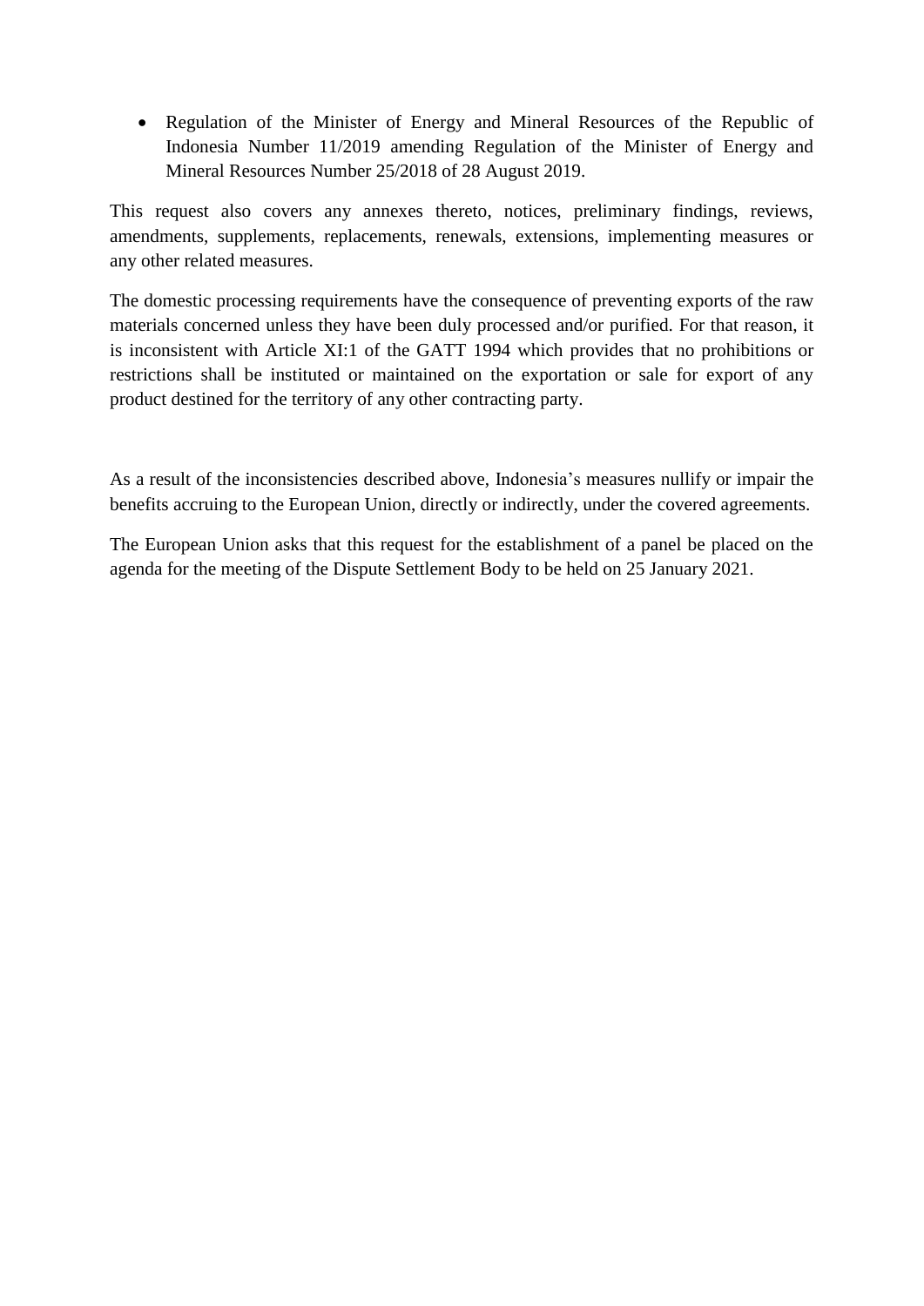- Regulation of the Minister of Energy and Mineral Resources of the Republic of Indonesia Number 11/2019 amending Regulation of the Minister of Energy and Mineral Resources Number 25/2018 of 28 August 2019.

This request also covers any annexes thereto, notices, preliminary findings, reviews, amendments, supplements, replacements, renewals, extensions, implementing measures or any other related measures.

The domestic processing requirements have the consequence of preventing exports of the raw materials concerned unless they have been duly processed and/or purified. For that reason, it is inconsistent with Article XI:1 of the GATT 1994 which provides that no prohibitions or restrictions shall be instituted or maintained on the exportation or sale for export of any product destined for the territory of any other contracting party.

As a result of the inconsistencies described above, Indonesia's measures nullify or impair the benefits accruing to the European Union, directly or indirectly, under the covered agreements.

The European Union asks that this request for the establishment of a panel be placed on the agenda for the meeting of the Dispute Settlement Body to be held on 25 January 2021.